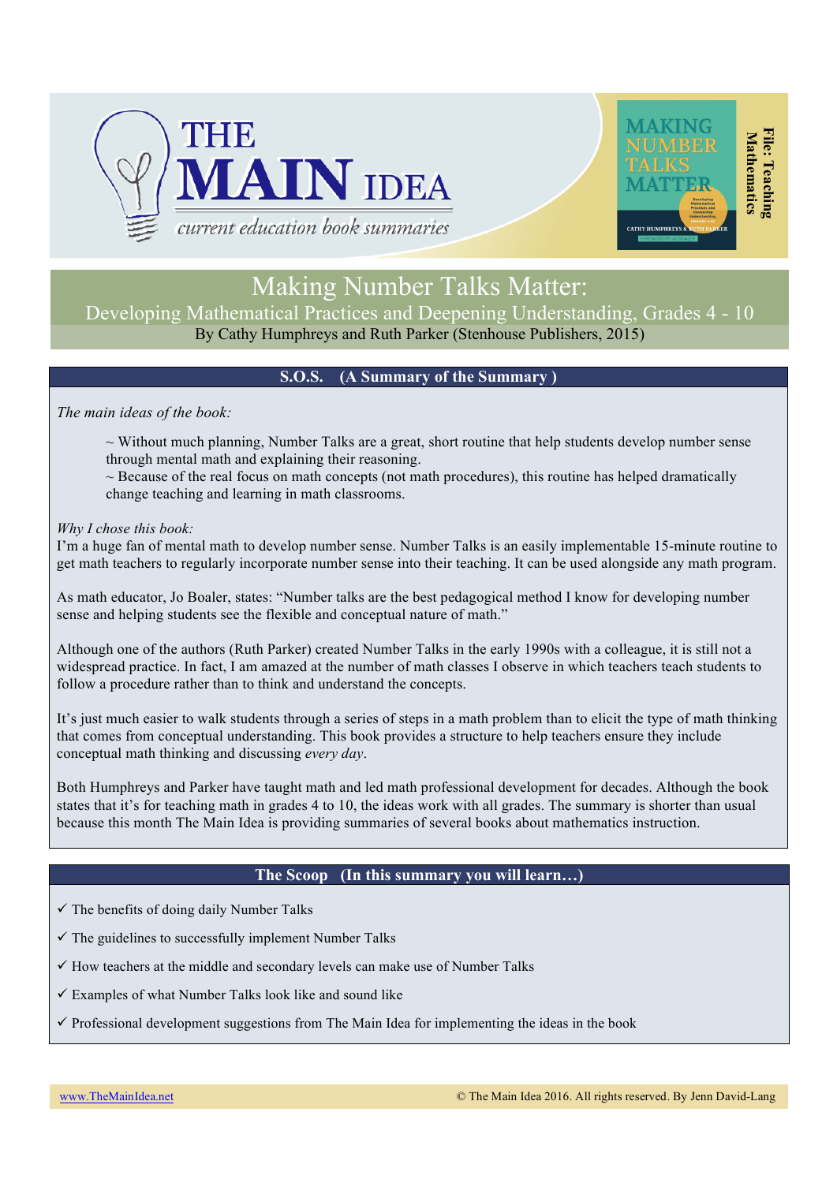# THE MAIN IDEA

*current education book summaries*

File: Teaching Mathematics

# Making Number Talks Matter:

## Developing Mathematical Practices and Deepening Understanding, Grades 4 - 10

By Cathy Humphreys and Ruth Parker (Stenhouse Publishers, 2015)

### S.O.S. (A Summary of the Summary )

*The main ideas of the book:*

~ Without much planning, Number Talks are a great, short routine that help students develop number sense through mental math and explaining their reasoning.

~ Because of the real focus on math concepts (not math procedures), this routine has helped dramatically change teaching and learning in math classrooms.

*Why I chose this book:*

I'm a huge fan of mental math to develop number sense. Number Talks is an easily implementable 15-minute routine to get math teachers to regularly incorporate number sense into their teaching. It can be used alongside any math program.

As math educator, Jo Boaler, states: "Number talks are the best pedagogical method I know for developing number sense and helping students see the flexible and conceptual nature of math."

Although one of the authors (Ruth Parker) created Number Talks in the early 1990s with a colleague, it is still not a widespread practice. In fact, I am amazed at the number of math classes I observe in which teachers teach students to follow a procedure rather than to think and understand the concepts.

It's just much easier to walk students through a series of steps in a math problem than to elicit the type of math thinking that comes from conceptual understanding. This book provides a structure to help teachers ensure they include conceptual math thinking and discussing *every day*.

Both Humphreys and Parker have taught math and led math professional development for decades. Although the book states that it's for teaching math in grades 4 to 10, the ideas work with all grades. The summary is shorter than usual because this month The Main Idea is providing summaries of several books about mathematics instruction.

### The Scoop (In this summary you will learn…)

✓ The benefits of doing daily Number Talks

✓ The guidelines to successfully implement Number Talks

✓ How teachers at the middle and secondary levels can make use of Number Talks

✓ Examples of what Number Talks look like and sound like

✓ Professional development suggestions from The Main Idea for implementing the ideas in the book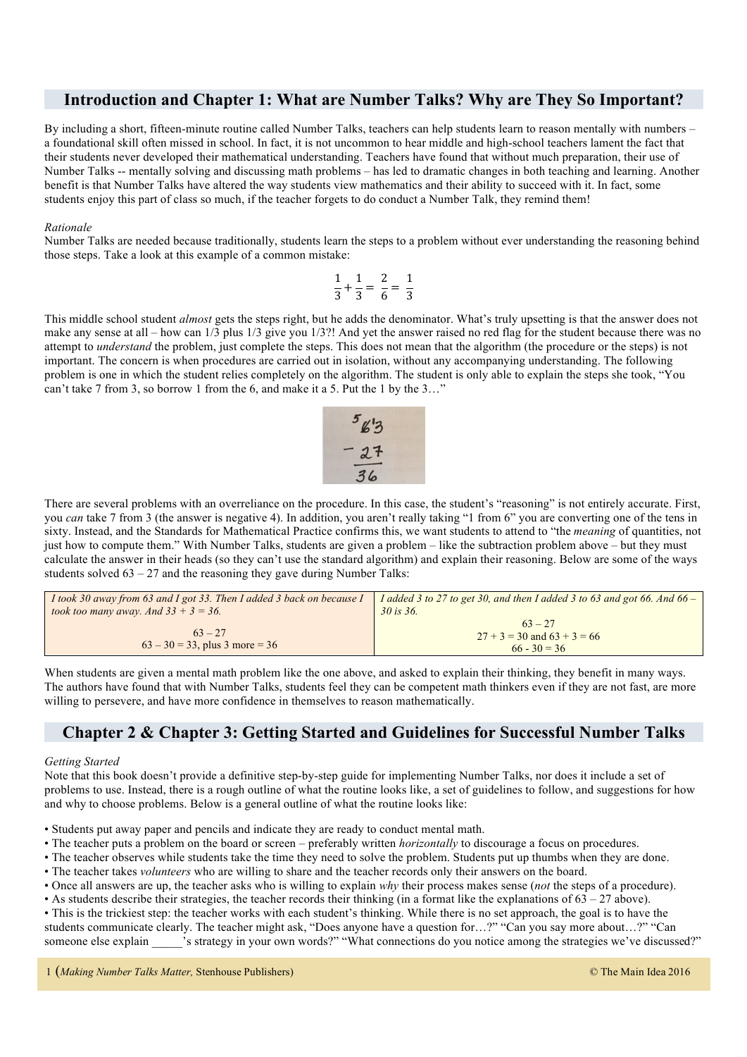## Introduction and Chapter 1: What are Number Talks? Why are They So Important?

By including a short, fifteen-minute routine called Number Talks, teachers can help students learn to reason mentally with numbers – a foundational skill often missed in school. In fact, it is not uncommon to hear middle and high-school teachers lament the fact that their students never developed their mathematical understanding. Teachers have found that without much preparation, their use of Number Talks -- mentally solving and discussing math problems – has led to dramatic changes in both teaching and learning. Another benefit is that Number Talks have altered the way students view mathematics and their ability to succeed with it. In fact, some students enjoy this part of class so much, if the teacher forgets to do conduct a Number Talk, they remind them!

*Rationale*

Number Talks are needed because traditionally, students learn the steps to a problem without ever understanding the reasoning behind those steps. Take a look at this example of a common mistake:

$$\frac{1}{3} + \frac{1}{3} = \frac{2}{6} = \frac{1}{3}$$

This middle school student *almost* gets the steps right, but he adds the denominator. What's truly upsetting is that the answer does not make any sense at all – how can 1/3 plus 1/3 give you 1/3?! And yet the answer raised no red flag for the student because there was no attempt to *understand* the problem, just complete the steps. This does not mean that the algorithm (the procedure or the steps) is not important. The concern is when procedures are carried out in isolation, without any accompanying understanding. The following problem is one in which the student relies completely on the algorithm. The student is only able to explain the steps she took, "You can't take 7 from 3, so borrow 1 from the 6, and make it a 5. Put the 1 by the 3…"

$$\begin{array}{r} {}^{5}\cancel{6}{}^{1}3 \\ -\ 27 \\ \hline 36 \end{array}$$

There are several problems with an overreliance on the procedure. In this case, the student's "reasoning" is not entirely accurate. First, you *can* take 7 from 3 (the answer is negative 4). In addition, you aren't really taking "1 from 6" you are converting one of the tens in sixty. Instead, and the Standards for Mathematical Practice confirms this, we want students to attend to "the *meaning* of quantities, not just how to compute them." With Number Talks, students are given a problem – like the subtraction problem above – but they must calculate the answer in their heads (so they can't use the standard algorithm) and explain their reasoning. Below are some of the ways students solved 63 – 27 and the reasoning they gave during Number Talks:

| *I took 30 away from 63 and I got 33. Then I added 3 back on because I took too many away. And 33 + 3 = 36.* <br> 63 – 27 <br> 63 – 30 = 33, plus 3 more = 36 | *I added 3 to 27 to get 30, and then I added 3 to 63 and got 66. And 66 – 30 is 36.* <br> 63 – 27 <br> 27 + 3 = 30 and 63 + 3 = 66 <br> 66 - 30 = 36 |
|---|---|

When students are given a mental math problem like the one above, and asked to explain their thinking, they benefit in many ways. The authors have found that with Number Talks, students feel they can be competent math thinkers even if they are not fast, are more willing to persevere, and have more confidence in themselves to reason mathematically.

## Chapter 2 & Chapter 3: Getting Started and Guidelines for Successful Number Talks

*Getting Started*

Note that this book doesn't provide a definitive step-by-step guide for implementing Number Talks, nor does it include a set of problems to use. Instead, there is a rough outline of what the routine looks like, a set of guidelines to follow, and suggestions for how and why to choose problems. Below is a general outline of what the routine looks like:

- Students put away paper and pencils and indicate they are ready to conduct mental math.
- The teacher puts a problem on the board or screen – preferably written *horizontally* to discourage a focus on procedures.
- The teacher observes while students take the time they need to solve the problem. Students put up thumbs when they are done.
- The teacher takes *volunteers* who are willing to share and the teacher records only their answers on the board.
- Once all answers are up, the teacher asks who is willing to explain *why* their process makes sense (*not* the steps of a procedure).
- As students describe their strategies, the teacher records their thinking (in a format like the explanations of 63 – 27 above).
- This is the trickiest step: the teacher works with each student's thinking. While there is no set approach, the goal is to have the students communicate clearly. The teacher might ask, "Does anyone have a question for…?" "Can you say more about…?" "Can someone else explain _____'s strategy in your own words?" "What connections do you notice among the strategies we've discussed?"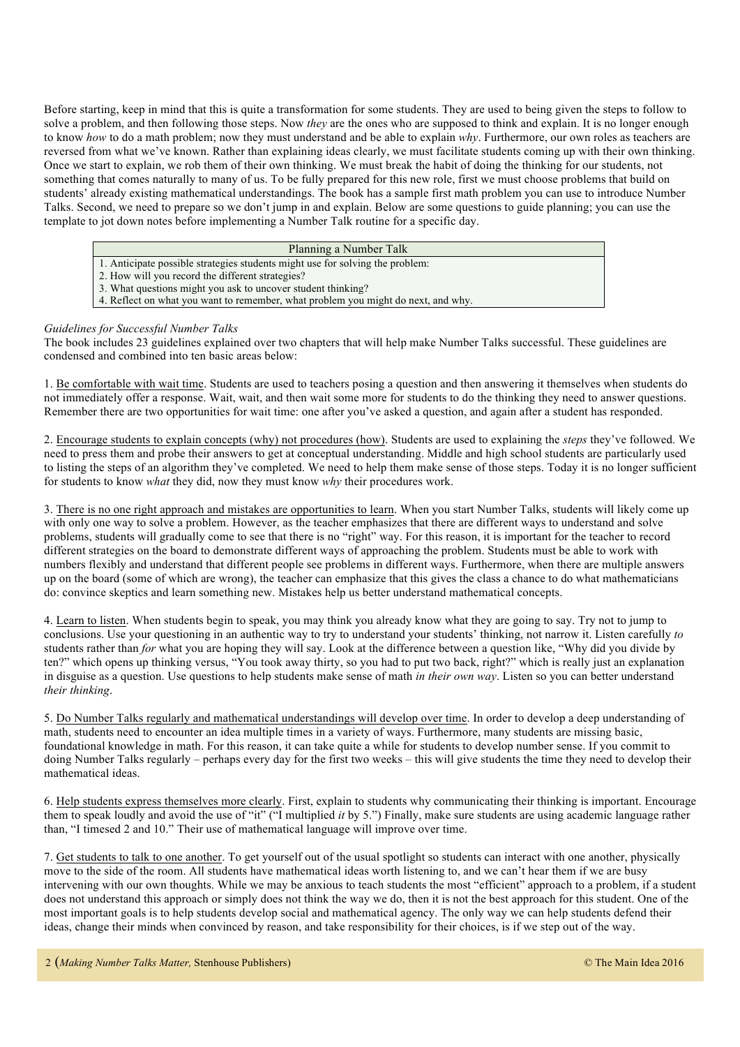Before starting, keep in mind that this is quite a transformation for some students. They are used to being given the steps to follow to solve a problem, and then following those steps. Now *they* are the ones who are supposed to think and explain. It is no longer enough to know *how* to do a math problem; now they must understand and be able to explain *why*. Furthermore, our own roles as teachers are reversed from what we've known. Rather than explaining ideas clearly, we must facilitate students coming up with their own thinking. Once we start to explain, we rob them of their own thinking. We must break the habit of doing the thinking for our students, not something that comes naturally to many of us. To be fully prepared for this new role, first we must choose problems that build on students' already existing mathematical understandings. The book has a sample first math problem you can use to introduce Number Talks. Second, we need to prepare so we don't jump in and explain. Below are some questions to guide planning; you can use the template to jot down notes before implementing a Number Talk routine for a specific day.

| Planning a Number Talk |
| --- |
| 1. Anticipate possible strategies students might use for solving the problem: |
| 2. How will you record the different strategies? |
| 3. What questions might you ask to uncover student thinking? |
| 4. Reflect on what you want to remember, what problem you might do next, and why. |

*Guidelines for Successful Number Talks*

The book includes 23 guidelines explained over two chapters that will help make Number Talks successful. These guidelines are condensed and combined into ten basic areas below:

1. <u>Be comfortable with wait time</u>. Students are used to teachers posing a question and then answering it themselves when students do not immediately offer a response. Wait, wait, and then wait some more for students to do the thinking they need to answer questions. Remember there are two opportunities for wait time: one after you've asked a question, and again after a student has responded.

2. <u>Encourage students to explain concepts (why) not procedures (how)</u>. Students are used to explaining the *steps* they've followed. We need to press them and probe their answers to get at conceptual understanding. Middle and high school students are particularly used to listing the steps of an algorithm they've completed. We need to help them make sense of those steps. Today it is no longer sufficient for students to know *what* they did, now they must know *why* their procedures work.

3. <u>There is no one right approach and mistakes are opportunities to learn</u>. When you start Number Talks, students will likely come up with only one way to solve a problem. However, as the teacher emphasizes that there are different ways to understand and solve problems, students will gradually come to see that there is no "right" way. For this reason, it is important for the teacher to record different strategies on the board to demonstrate different ways of approaching the problem. Students must be able to work with numbers flexibly and understand that different people see problems in different ways. Furthermore, when there are multiple answers up on the board (some of which are wrong), the teacher can emphasize that this gives the class a chance to do what mathematicians do: convince skeptics and learn something new. Mistakes help us better understand mathematical concepts.

4. <u>Learn to listen</u>. When students begin to speak, you may think you already know what they are going to say. Try not to jump to conclusions. Use your questioning in an authentic way to try to understand your students' thinking, not narrow it. Listen carefully *to* students rather than *for* what you are hoping they will say. Look at the difference between a question like, "Why did you divide by ten?" which opens up thinking versus, "You took away thirty, so you had to put two back, right?" which is really just an explanation in disguise as a question. Use questions to help students make sense of math *in their own way*. Listen so you can better understand *their thinking*.

5. <u>Do Number Talks regularly and mathematical understandings will develop over time</u>. In order to develop a deep understanding of math, students need to encounter an idea multiple times in a variety of ways. Furthermore, many students are missing basic, foundational knowledge in math. For this reason, it can take quite a while for students to develop number sense. If you commit to doing Number Talks regularly – perhaps every day for the first two weeks – this will give students the time they need to develop their mathematical ideas.

6. <u>Help students express themselves more clearly</u>. First, explain to students why communicating their thinking is important. Encourage them to speak loudly and avoid the use of "it" ("I multiplied *it* by 5.") Finally, make sure students are using academic language rather than, "I timesed 2 and 10." Their use of mathematical language will improve over time.

7. <u>Get students to talk to one another</u>. To get yourself out of the usual spotlight so students can interact with one another, physically move to the side of the room. All students have mathematical ideas worth listening to, and we can't hear them if we are busy intervening with our own thoughts. While we may be anxious to teach students the most "efficient" approach to a problem, if a student does not understand this approach or simply does not think the way we do, then it is not the best approach for this student. One of the most important goals is to help students develop social and mathematical agency. The only way we can help students defend their ideas, change their minds when convinced by reason, and take responsibility for their choices, is if we step out of the way.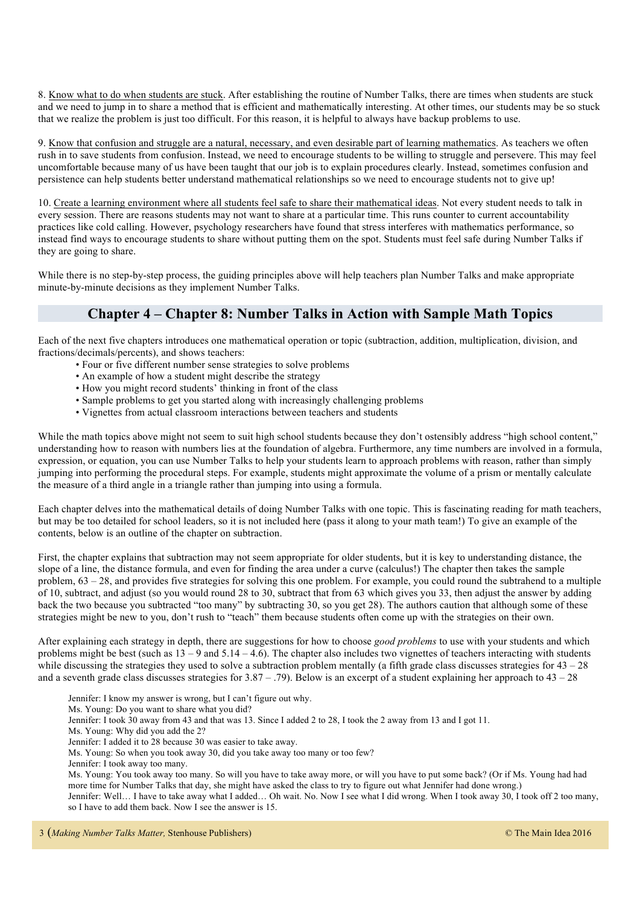8. Know what to do when students are stuck. After establishing the routine of Number Talks, there are times when students are stuck and we need to jump in to share a method that is efficient and mathematically interesting. At other times, our students may be so stuck that we realize the problem is just too difficult. For this reason, it is helpful to always have backup problems to use.

9. Know that confusion and struggle are a natural, necessary, and even desirable part of learning mathematics. As teachers we often rush in to save students from confusion. Instead, we need to encourage students to be willing to struggle and persevere. This may feel uncomfortable because many of us have been taught that our job is to explain procedures clearly. Instead, sometimes confusion and persistence can help students better understand mathematical relationships so we need to encourage students not to give up!

10. Create a learning environment where all students feel safe to share their mathematical ideas. Not every student needs to talk in every session. There are reasons students may not want to share at a particular time. This runs counter to current accountability practices like cold calling. However, psychology researchers have found that stress interferes with mathematics performance, so instead find ways to encourage students to share without putting them on the spot. Students must feel safe during Number Talks if they are going to share.

While there is no step-by-step process, the guiding principles above will help teachers plan Number Talks and make appropriate minute-by-minute decisions as they implement Number Talks.

## Chapter 4 – Chapter 8: Number Talks in Action with Sample Math Topics

Each of the next five chapters introduces one mathematical operation or topic (subtraction, addition, multiplication, division, and fractions/decimals/percents), and shows teachers:

- Four or five different number sense strategies to solve problems
- An example of how a student might describe the strategy
- How you might record students' thinking in front of the class
- Sample problems to get you started along with increasingly challenging problems
- Vignettes from actual classroom interactions between teachers and students

While the math topics above might not seem to suit high school students because they don't ostensibly address "high school content," understanding how to reason with numbers lies at the foundation of algebra. Furthermore, any time numbers are involved in a formula, expression, or equation, you can use Number Talks to help your students learn to approach problems with reason, rather than simply jumping into performing the procedural steps. For example, students might approximate the volume of a prism or mentally calculate the measure of a third angle in a triangle rather than jumping into using a formula.

Each chapter delves into the mathematical details of doing Number Talks with one topic. This is fascinating reading for math teachers, but may be too detailed for school leaders, so it is not included here (pass it along to your math team!) To give an example of the contents, below is an outline of the chapter on subtraction.

First, the chapter explains that subtraction may not seem appropriate for older students, but it is key to understanding distance, the slope of a line, the distance formula, and even for finding the area under a curve (calculus!) The chapter then takes the sample problem, 63 – 28, and provides five strategies for solving this one problem. For example, you could round the subtrahend to a multiple of 10, subtract, and adjust (so you would round 28 to 30, subtract that from 63 which gives you 33, then adjust the answer by adding back the two because you subtracted "too many" by subtracting 30, so you get 28). The authors caution that although some of these strategies might be new to you, don't rush to "teach" them because students often come up with the strategies on their own.

After explaining each strategy in depth, there are suggestions for how to choose *good problems* to use with your students and which problems might be best (such as 13 – 9 and 5.14 – 4.6). The chapter also includes two vignettes of teachers interacting with students while discussing the strategies they used to solve a subtraction problem mentally (a fifth grade class discusses strategies for 43 – 28 and a seventh grade class discusses strategies for 3.87 – .79). Below is an excerpt of a student explaining her approach to 43 – 28

> Jennifer: I know my answer is wrong, but I can't figure out why.
> Ms. Young: Do you want to share what you did?
> Jennifer: I took 30 away from 43 and that was 13. Since I added 2 to 28, I took the 2 away from 13 and I got 11.
> Ms. Young: Why did you add the 2?
> Jennifer: I added it to 28 because 30 was easier to take away.
> Ms. Young: So when you took away 30, did you take away too many or too few?
> Jennifer: I took away too many.
> Ms. Young: You took away too many. So will you have to take away more, or will you have to put some back? (Or if Ms. Young had had more time for Number Talks that day, she might have asked the class to try to figure out what Jennifer had done wrong.)
> Jennifer: Well… I have to take away what I added… Oh wait. No. Now I see what I did wrong. When I took away 30, I took off 2 too many, so I have to add them back. Now I see the answer is 15.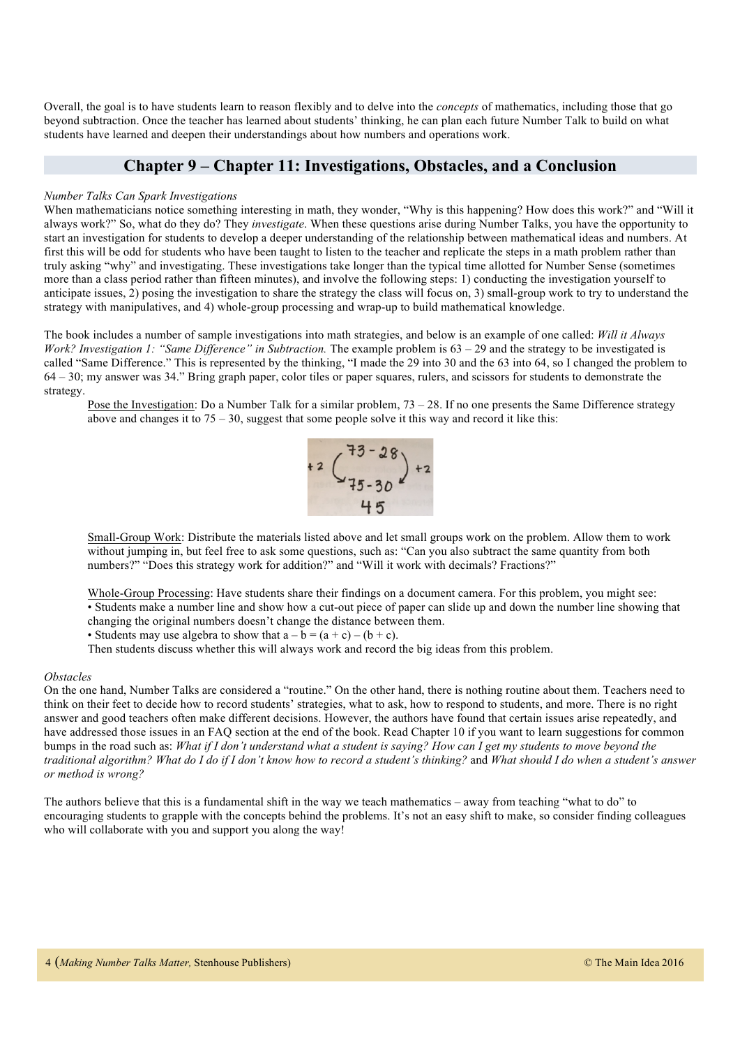Overall, the goal is to have students learn to reason flexibly and to delve into the *concepts* of mathematics, including those that go beyond subtraction. Once the teacher has learned about students' thinking, he can plan each future Number Talk to build on what students have learned and deepen their understandings about how numbers and operations work.

## Chapter 9 – Chapter 11: Investigations, Obstacles, and a Conclusion

*Number Talks Can Spark Investigations*

When mathematicians notice something interesting in math, they wonder, "Why is this happening? How does this work?" and "Will it always work?" So, what do they do? They *investigate*. When these questions arise during Number Talks, you have the opportunity to start an investigation for students to develop a deeper understanding of the relationship between mathematical ideas and numbers. At first this will be odd for students who have been taught to listen to the teacher and replicate the steps in a math problem rather than truly asking "why" and investigating. These investigations take longer than the typical time allotted for Number Sense (sometimes more than a class period rather than fifteen minutes), and involve the following steps: 1) conducting the investigation yourself to anticipate issues, 2) posing the investigation to share the strategy the class will focus on, 3) small-group work to try to understand the strategy with manipulatives, and 4) whole-group processing and wrap-up to build mathematical knowledge.

The book includes a number of sample investigations into math strategies, and below is an example of one called: *Will it Always Work? Investigation 1: "Same Difference" in Subtraction.* The example problem is 63 – 29 and the strategy to be investigated is called "Same Difference." This is represented by the thinking, "I made the 29 into 30 and the 63 into 64, so I changed the problem to 64 – 30; my answer was 34." Bring graph paper, color tiles or paper squares, rulers, and scissors for students to demonstrate the strategy.

Pose the Investigation: Do a Number Talk for a similar problem, 73 – 28. If no one presents the Same Difference strategy above and changes it to 75 – 30, suggest that some people solve it this way and record it like this:

$$\begin{array}{c} 73 - 28 \\ +2 \quad \quad +2 \\ 75 - 30 \\ 45 \end{array}$$

Small-Group Work: Distribute the materials listed above and let small groups work on the problem. Allow them to work without jumping in, but feel free to ask some questions, such as: "Can you also subtract the same quantity from both numbers?" "Does this strategy work for addition?" and "Will it work with decimals? Fractions?"

Whole-Group Processing: Have students share their findings on a document camera. For this problem, you might see:
- Students make a number line and show how a cut-out piece of paper can slide up and down the number line showing that changing the original numbers doesn't change the distance between them.
- Students may use algebra to show that $a - b = (a + c) - (b + c)$.

Then students discuss whether this will always work and record the big ideas from this problem.

*Obstacles*

On the one hand, Number Talks are considered a "routine." On the other hand, there is nothing routine about them. Teachers need to think on their feet to decide how to record students' strategies, what to ask, how to respond to students, and more. There is no right answer and good teachers often make different decisions. However, the authors have found that certain issues arise repeatedly, and have addressed those issues in an FAQ section at the end of the book. Read Chapter 10 if you want to learn suggestions for common bumps in the road such as: *What if I don't understand what a student is saying? How can I get my students to move beyond the traditional algorithm? What do I do if I don't know how to record a student's thinking?* and *What should I do when a student's answer or method is wrong?*

The authors believe that this is a fundamental shift in the way we teach mathematics – away from teaching "what to do" to encouraging students to grapple with the concepts behind the problems. It's not an easy shift to make, so consider finding colleagues who will collaborate with you and support you along the way!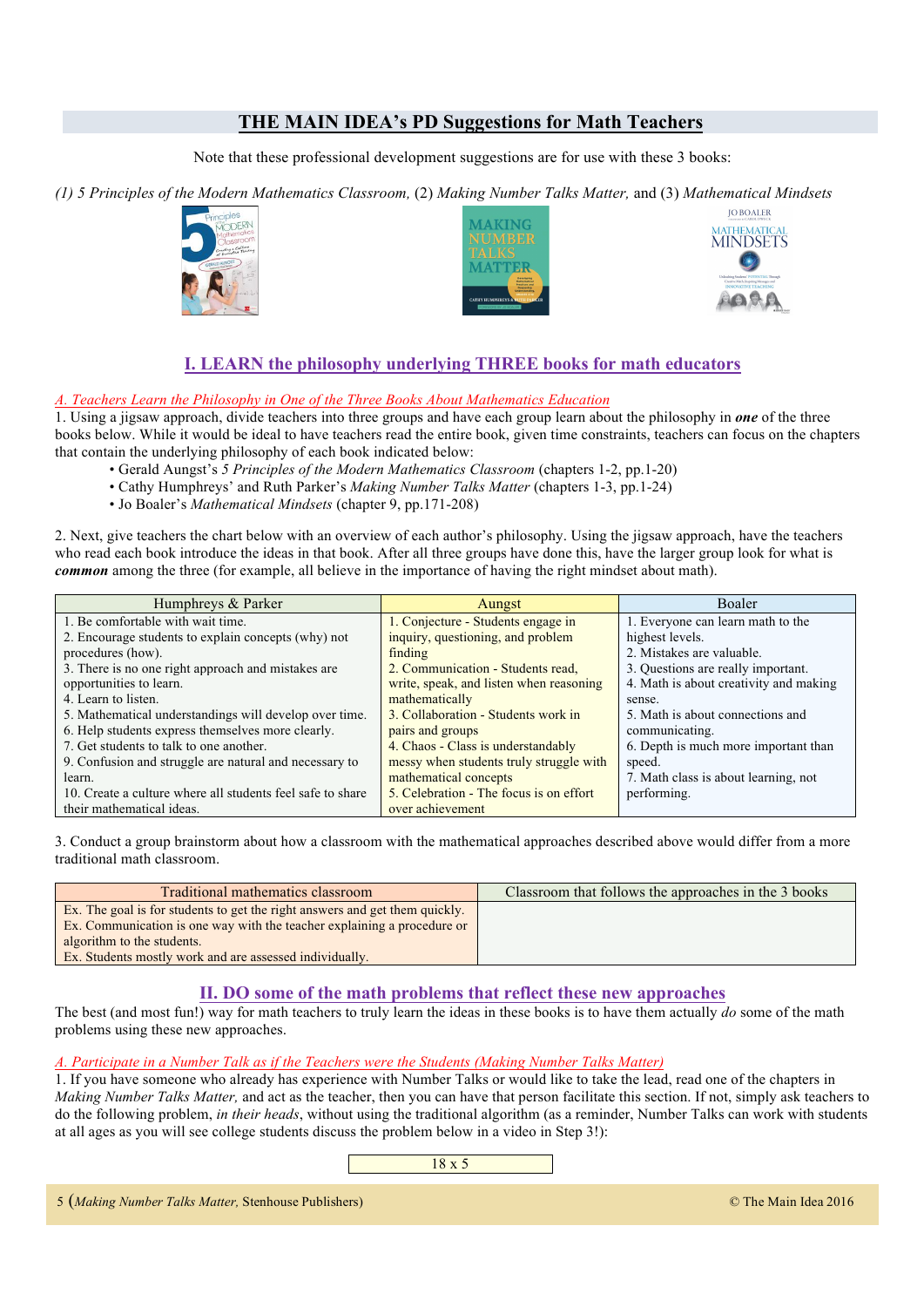# THE MAIN IDEA's PD Suggestions for Math Teachers

Note that these professional development suggestions are for use with these 3 books:

*(1) 5 Principles of the Modern Mathematics Classroom,* (2) *Making Number Talks Matter,* and (3) *Mathematical Mindsets*

## I. LEARN the philosophy underlying THREE books for math educators

### *A. Teachers Learn the Philosophy in One of the Three Books About Mathematics Education*

1. Using a jigsaw approach, divide teachers into three groups and have each group learn about the philosophy in ***one*** of the three books below. While it would be ideal to have teachers read the entire book, given time constraints, teachers can focus on the chapters that contain the underlying philosophy of each book indicated below:

- Gerald Aungst's *5 Principles of the Modern Mathematics Classroom* (chapters 1-2, pp.1-20)
- Cathy Humphreys' and Ruth Parker's *Making Number Talks Matter* (chapters 1-3, pp.1-24)
- Jo Boaler's *Mathematical Mindsets* (chapter 9, pp.171-208)

2. Next, give teachers the chart below with an overview of each author's philosophy. Using the jigsaw approach, have the teachers who read each book introduce the ideas in that book. After all three groups have done this, have the larger group look for what is ***common*** among the three (for example, all believe in the importance of having the right mindset about math).

| Humphreys & Parker | Aungst | Boaler |
|---|---|---|
| 1. Be comfortable with wait time.<br>2. Encourage students to explain concepts (why) not procedures (how).<br>3. There is no one right approach and mistakes are opportunities to learn.<br>4. Learn to listen.<br>5. Mathematical understandings will develop over time.<br>6. Help students express themselves more clearly.<br>7. Get students to talk to one another.<br>9. Confusion and struggle are natural and necessary to learn.<br>10. Create a culture where all students feel safe to share their mathematical ideas. | 1. Conjecture - Students engage in inquiry, questioning, and problem finding<br>2. Communication - Students read, write, speak, and listen when reasoning mathematically<br>3. Collaboration - Students work in pairs and groups<br>4. Chaos - Class is understandably messy when students truly struggle with mathematical concepts<br>5. Celebration - The focus is on effort over achievement | 1. Everyone can learn math to the highest levels.<br>2. Mistakes are valuable.<br>3. Questions are really important.<br>4. Math is about creativity and making sense.<br>5. Math is about connections and communicating.<br>6. Depth is much more important than speed.<br>7. Math class is about learning, not performing. |

3. Conduct a group brainstorm about how a classroom with the mathematical approaches described above would differ from a more traditional math classroom.

| Traditional mathematics classroom | Classroom that follows the approaches in the 3 books |
|---|---|
| Ex. The goal is for students to get the right answers and get them quickly.<br>Ex. Communication is one way with the teacher explaining a procedure or algorithm to the students.<br>Ex. Students mostly work and are assessed individually. | |

## II. DO some of the math problems that reflect these new approaches

The best (and most fun!) way for math teachers to truly learn the ideas in these books is to have them actually *do* some of the math problems using these new approaches.

### *A. Participate in a Number Talk as if the Teachers were the Students (Making Number Talks Matter)*

1. If you have someone who already has experience with Number Talks or would like to take the lead, read one of the chapters in *Making Number Talks Matter,* and act as the teacher, then you can have that person facilitate this section. If not, simply ask teachers to do the following problem, *in their heads*, without using the traditional algorithm (as a reminder, Number Talks can work with students at all ages as you will see college students discuss the problem below in a video in Step 3!):

$$18 \times 5$$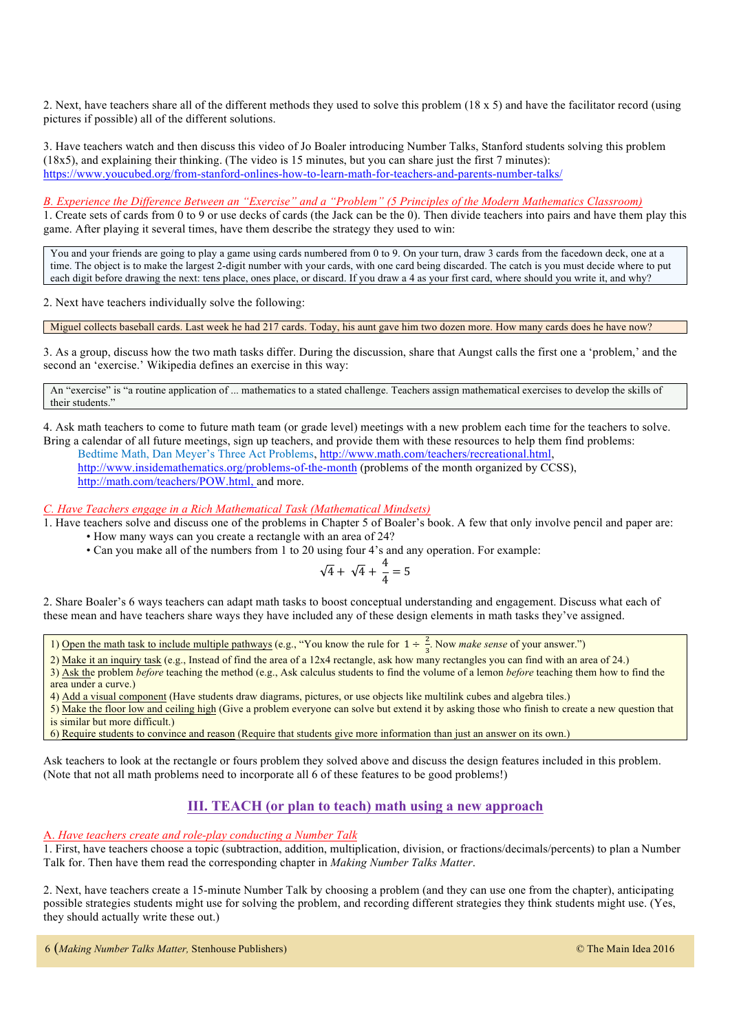2. Next, have teachers share all of the different methods they used to solve this problem (18 x 5) and have the facilitator record (using pictures if possible) all of the different solutions.

3. Have teachers watch and then discuss this video of Jo Boaler introducing Number Talks, Stanford students solving this problem (18x5), and explaining their thinking. (The video is 15 minutes, but you can share just the first 7 minutes): https://www.youcubed.org/from-stanford-onlines-how-to-learn-math-for-teachers-and-parents-number-talks/

*B. Experience the Difference Between an "Exercise" and a "Problem" (5 Principles of the Modern Mathematics Classroom)*

1. Create sets of cards from 0 to 9 or use decks of cards (the Jack can be the 0). Then divide teachers into pairs and have them play this game. After playing it several times, have them describe the strategy they used to win:

> You and your friends are going to play a game using cards numbered from 0 to 9. On your turn, draw 3 cards from the facedown deck, one at a time. The object is to make the largest 2-digit number with your cards, with one card being discarded. The catch is you must decide where to put each digit before drawing the next: tens place, ones place, or discard. If you draw a 4 as your first card, where should you write it, and why?

2. Next have teachers individually solve the following:

> Miguel collects baseball cards. Last week he had 217 cards. Today, his aunt gave him two dozen more. How many cards does he have now?

3. As a group, discuss how the two math tasks differ. During the discussion, share that Aungst calls the first one a 'problem,' and the second an 'exercise.' Wikipedia defines an exercise in this way:

> An "exercise" is "a routine application of ... mathematics to a stated challenge. Teachers assign mathematical exercises to develop the skills of their students."

4. Ask math teachers to come to future math team (or grade level) meetings with a new problem each time for the teachers to solve. Bring a calendar of all future meetings, sign up teachers, and provide them with these resources to help them find problems:
Bedtime Math, Dan Meyer's Three Act Problems, http://www.math.com/teachers/recreational.html, http://www.insidemathematics.org/problems-of-the-month (problems of the month organized by CCSS), http://math.com/teachers/POW.html, and more.

*C. Have Teachers engage in a Rich Mathematical Task (Mathematical Mindsets)*

1. Have teachers solve and discuss one of the problems in Chapter 5 of Boaler's book. A few that only involve pencil and paper are:
- How many ways can you create a rectangle with an area of 24?
- Can you make all of the numbers from 1 to 20 using four 4's and any operation. For example:

$$\sqrt{4} + \sqrt{4} + \frac{4}{4} = 5$$

2. Share Boaler's 6 ways teachers can adapt math tasks to boost conceptual understanding and engagement. Discuss what each of these mean and have teachers share ways they have included any of these design elements in math tasks they've assigned.

> 1) Open the math task to include multiple pathways (e.g., "You know the rule for $1 \div \frac{2}{3}$. Now *make sense* of your answer.")
> 2) Make it an inquiry task (e.g., Instead of find the area of a 12x4 rectangle, ask how many rectangles you can find with an area of 24.)
> 3) Ask the problem *before* teaching the method (e.g., Ask calculus students to find the volume of a lemon *before* teaching them how to find the area under a curve.)
> 4) Add a visual component (Have students draw diagrams, pictures, or use objects like multilink cubes and algebra tiles.)
> 5) Make the floor low and ceiling high (Give a problem everyone can solve but extend it by asking those who finish to create a new question that is similar but more difficult.)
> 6) Require students to convince and reason (Require that students give more information than just an answer on its own.)

Ask teachers to look at the rectangle or fours problem they solved above and discuss the design features included in this problem. (Note that not all math problems need to incorporate all 6 of these features to be good problems!)

## III. TEACH (or plan to teach) math using a new approach

*A. Have teachers create and role-play conducting a Number Talk*

1. First, have teachers choose a topic (subtraction, addition, multiplication, division, or fractions/decimals/percents) to plan a Number Talk for. Then have them read the corresponding chapter in *Making Number Talks Matter*.

2. Next, have teachers create a 15-minute Number Talk by choosing a problem (and they can use one from the chapter), anticipating possible strategies students might use for solving the problem, and recording different strategies they think students might use. (Yes, they should actually write these out.)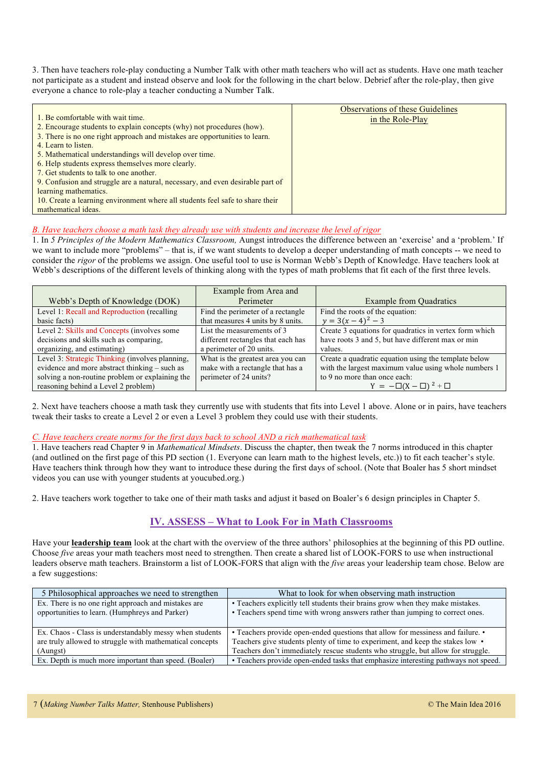3. Then have teachers role-play conducting a Number Talk with other math teachers who will act as students. Have one math teacher not participate as a student and instead observe and look for the following in the chart below. Debrief after the role-play, then give everyone a chance to role-play a teacher conducting a Number Talk.

| | Observations of these Guidelines in the Role-Play |
|---|---|
| 1. Be comfortable with wait time.<br>2. Encourage students to explain concepts (why) not procedures (how).<br>3. There is no one right approach and mistakes are opportunities to learn.<br>4. Learn to listen.<br>5. Mathematical understandings will develop over time.<br>6. Help students express themselves more clearly.<br>7. Get students to talk to one another.<br>9. Confusion and struggle are a natural, necessary, and even desirable part of learning mathematics.<br>10. Create a learning environment where all students feel safe to share their mathematical ideas. | |

*B. Have teachers choose a math task they already use with students and increase the level of rigor*

1. In *5 Principles of the Modern Mathematics Classroom,* Aungst introduces the difference between an 'exercise' and a 'problem.' If we want to include more "problems" – that is, if we want students to develop a deeper understanding of math concepts -- we need to consider the *rigor* of the problems we assign. One useful tool to use is Norman Webb's Depth of Knowledge. Have teachers look at Webb's descriptions of the different levels of thinking along with the types of math problems that fit each of the first three levels.

| Webb's Depth of Knowledge (DOK) | Example from Area and Perimeter | Example from Quadratics |
|---|---|---|
| Level 1: Recall and Reproduction (recalling basic facts) | Find the perimeter of a rectangle that measures 4 units by 8 units. | Find the roots of the equation: $y = 3(x-4)^2 - 3$ |
| Level 2: Skills and Concepts (involves some decisions and skills such as comparing, organizing, and estimating) | List the measurements of 3 different rectangles that each has a perimeter of 20 units. | Create 3 equations for quadratics in vertex form which have roots 3 and 5, but have different max or min values. |
| Level 3: Strategic Thinking (involves planning, evidence and more abstract thinking – such as solving a non-routine problem or explaining the reasoning behind a Level 2 problem) | What is the greatest area you can make with a rectangle that has a perimeter of 24 units? | Create a quadratic equation using the template below with the largest maximum value using whole numbers 1 to 9 no more than once each: $Y = -\square(X-\square)^2 + \square$ |

2. Next have teachers choose a math task they currently use with students that fits into Level 1 above. Alone or in pairs, have teachers tweak their tasks to create a Level 2 or even a Level 3 problem they could use with their students.

*C. Have teachers create norms for the first days back to school AND a rich mathematical task*

1. Have teachers read Chapter 9 in *Mathematical Mindsets*. Discuss the chapter, then tweak the 7 norms introduced in this chapter (and outlined on the first page of this PD section (1. Everyone can learn math to the highest levels, etc.)) to fit each teacher's style. Have teachers think through how they want to introduce these during the first days of school. (Note that Boaler has 5 short mindset videos you can use with younger students at youcubed.org.)

2. Have teachers work together to take one of their math tasks and adjust it based on Boaler's 6 design principles in Chapter 5.

## IV. ASSESS – What to Look For in Math Classrooms

Have your **leadership team** look at the chart with the overview of the three authors' philosophies at the beginning of this PD outline. Choose *five* areas your math teachers most need to strengthen. Then create a shared list of LOOK-FORS to use when instructional leaders observe math teachers. Brainstorm a list of LOOK-FORS that align with the *five* areas your leadership team chose. Below are a few suggestions:

| 5 Philosophical approaches we need to strengthen | What to look for when observing math instruction |
|---|---|
| Ex. There is no one right approach and mistakes are opportunities to learn. (Humphreys and Parker) | • Teachers explicitly tell students their brains grow when they make mistakes.<br>• Teachers spend time with wrong answers rather than jumping to correct ones. |
| Ex. Chaos - Class is understandably messy when students are truly allowed to struggle with mathematical concepts (Aungst) | • Teachers provide open-ended questions that allow for messiness and failure. • Teachers give students plenty of time to experiment, and keep the stakes low • Teachers don't immediately rescue students who struggle, but allow for struggle. |
| Ex. Depth is much more important than speed. (Boaler) | • Teachers provide open-ended tasks that emphasize interesting pathways not speed. |